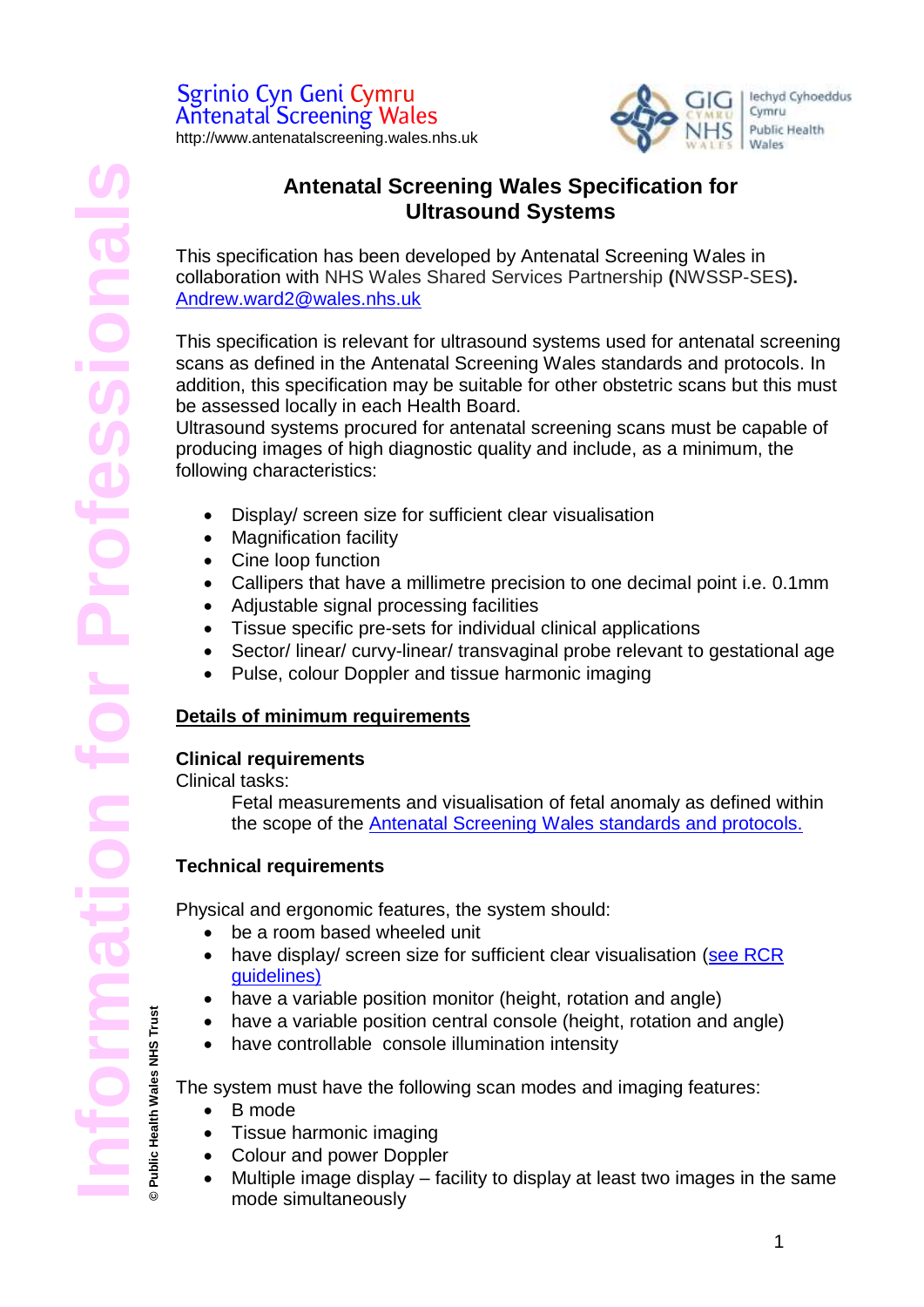Sgrinio Cyn Geni Cymru
Antenatal Screening Wales
http://www.antenatalscreening.wales.nhs.uk

# Antenatal Screening Wales Specification for Ultrasound Systems

This specification has been developed by Antenatal Screening Wales in collaboration with NHS Wales Shared Services Partnership **(**NWSSP-SES**).** Andrew.ward2@wales.nhs.uk

This specification is relevant for ultrasound systems used for antenatal screening scans as defined in the Antenatal Screening Wales standards and protocols. In addition, this specification may be suitable for other obstetric scans but this must be assessed locally in each Health Board.
Ultrasound systems procured for antenatal screening scans must be capable of producing images of high diagnostic quality and include, as a minimum, the following characteristics:

- Display/ screen size for sufficient clear visualisation
- Magnification facility
- Cine loop function
- Callipers that have a millimetre precision to one decimal point i.e. 0.1mm
- Adjustable signal processing facilities
- Tissue specific pre-sets for individual clinical applications
- Sector/ linear/ curvy-linear/ transvaginal probe relevant to gestational age
- Pulse, colour Doppler and tissue harmonic imaging

## Details of minimum requirements

### Clinical requirements

Clinical tasks:

Fetal measurements and visualisation of fetal anomaly as defined within the scope of the Antenatal Screening Wales standards and protocols.

### Technical requirements

Physical and ergonomic features, the system should:

- be a room based wheeled unit
- have display/ screen size for sufficient clear visualisation (see RCR guidelines)
- have a variable position monitor (height, rotation and angle)
- have a variable position central console (height, rotation and angle)
- have controllable console illumination intensity

The system must have the following scan modes and imaging features:

- B mode
- Tissue harmonic imaging
- Colour and power Doppler
- Multiple image display – facility to display at least two images in the same mode simultaneously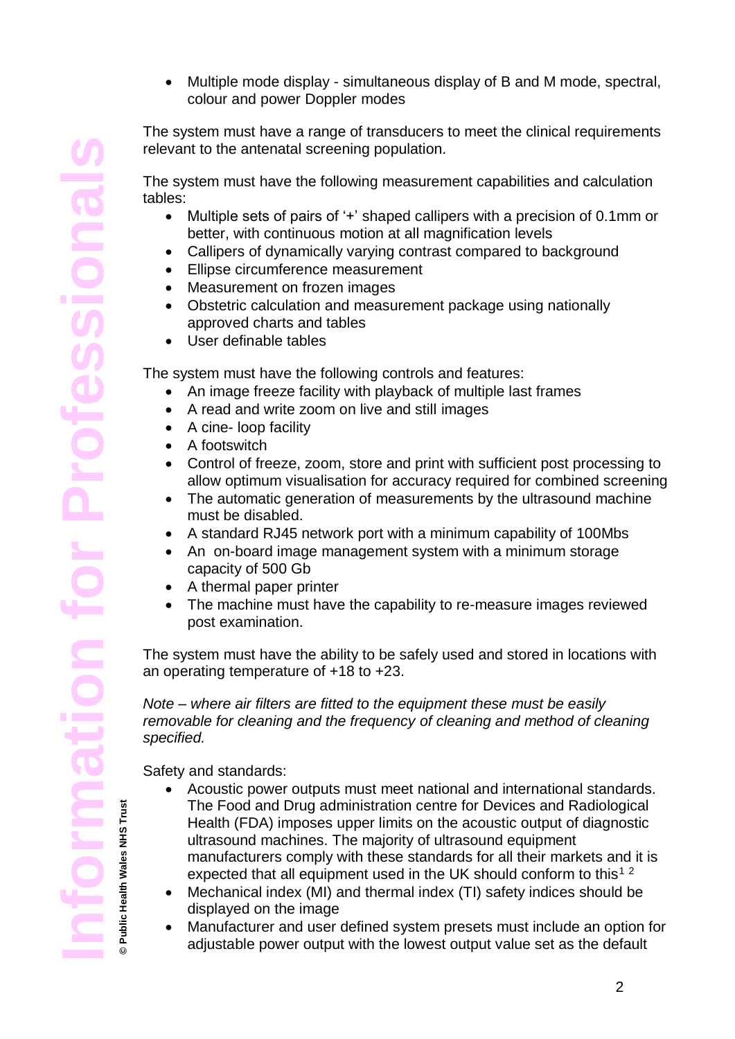- Multiple mode display - simultaneous display of B and M mode, spectral, colour and power Doppler modes

The system must have a range of transducers to meet the clinical requirements relevant to the antenatal screening population.

The system must have the following measurement capabilities and calculation tables:

- Multiple sets of pairs of '+' shaped callipers with a precision of 0.1mm or better, with continuous motion at all magnification levels
- Callipers of dynamically varying contrast compared to background
- Ellipse circumference measurement
- Measurement on frozen images
- Obstetric calculation and measurement package using nationally approved charts and tables
- User definable tables

The system must have the following controls and features:

- An image freeze facility with playback of multiple last frames
- A read and write zoom on live and still images
- A cine- loop facility
- A footswitch
- Control of freeze, zoom, store and print with sufficient post processing to allow optimum visualisation for accuracy required for combined screening
- The automatic generation of measurements by the ultrasound machine must be disabled.
- A standard RJ45 network port with a minimum capability of 100Mbs
- An on-board image management system with a minimum storage capacity of 500 Gb
- A thermal paper printer
- The machine must have the capability to re-measure images reviewed post examination.

The system must have the ability to be safely used and stored in locations with an operating temperature of +18 to +23.

*Note – where air filters are fitted to the equipment these must be easily removable for cleaning and the frequency of cleaning and method of cleaning specified.*

Safety and standards:

- Acoustic power outputs must meet national and international standards. The Food and Drug administration centre for Devices and Radiological Health (FDA) imposes upper limits on the acoustic output of diagnostic ultrasound machines. The majority of ultrasound equipment manufacturers comply with these standards for all their markets and it is expected that all equipment used in the UK should conform to this[1 2]
- Mechanical index (MI) and thermal index (TI) safety indices should be displayed on the image
- Manufacturer and user defined system presets must include an option for adjustable power output with the lowest output value set as the default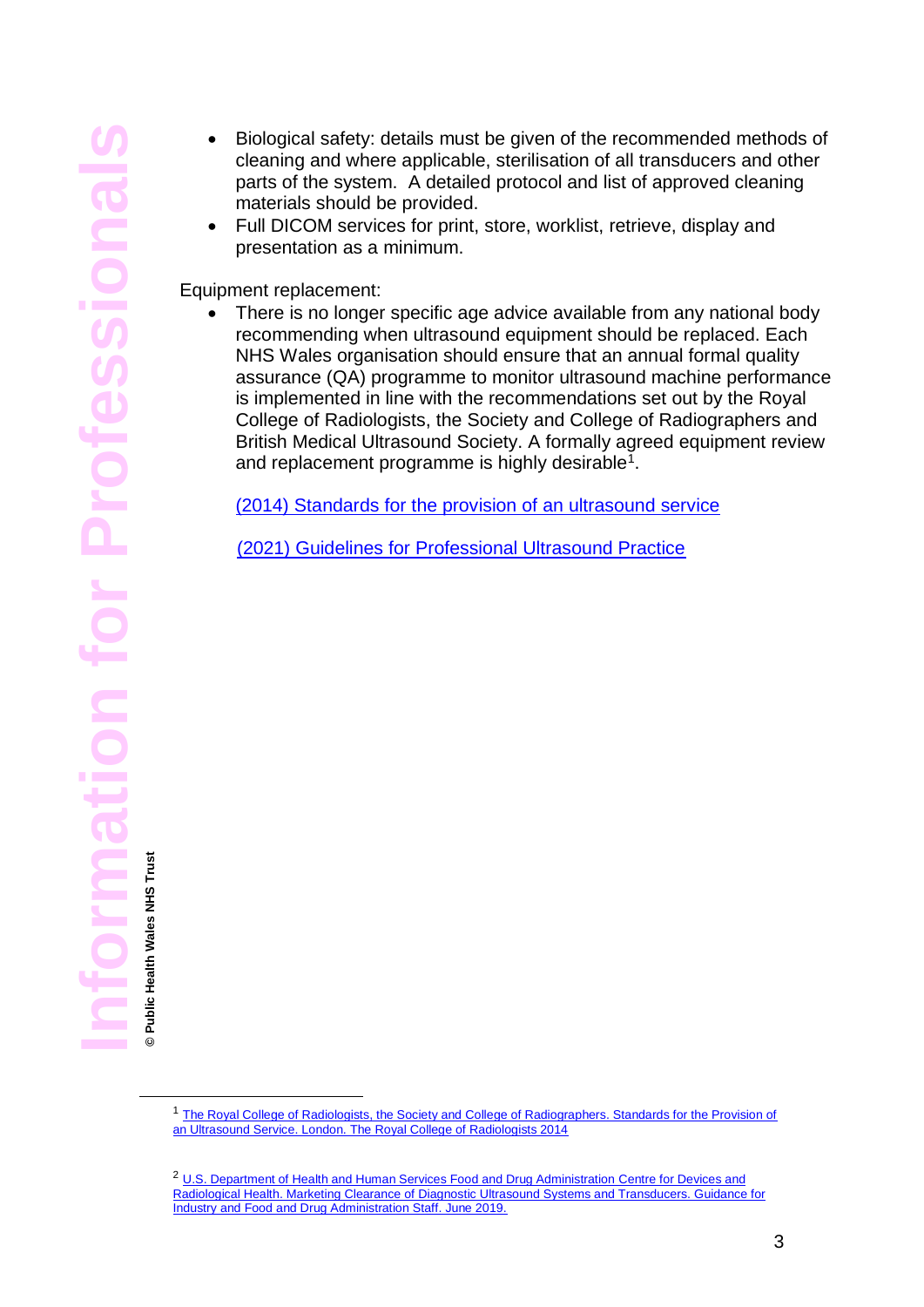- Biological safety: details must be given of the recommended methods of cleaning and where applicable, sterilisation of all transducers and other parts of the system. A detailed protocol and list of approved cleaning materials should be provided.
- Full DICOM services for print, store, worklist, retrieve, display and presentation as a minimum.

Equipment replacement:

- There is no longer specific age advice available from any national body recommending when ultrasound equipment should be replaced. Each NHS Wales organisation should ensure that an annual formal quality assurance (QA) programme to monitor ultrasound machine performance is implemented in line with the recommendations set out by the Royal College of Radiologists, the Society and College of Radiographers and British Medical Ultrasound Society. A formally agreed equipment review and replacement programme is highly desirable[1].

  (2014) Standards for the provision of an ultrasound service

  (2021) Guidelines for Professional Ultrasound Practice

---

[1] The Royal College of Radiologists, the Society and College of Radiographers. Standards for the Provision of an Ultrasound Service. London. The Royal College of Radiologists 2014

[2] U.S. Department of Health and Human Services Food and Drug Administration Centre for Devices and Radiological Health. Marketing Clearance of Diagnostic Ultrasound Systems and Transducers. Guidance for Industry and Food and Drug Administration Staff. June 2019.